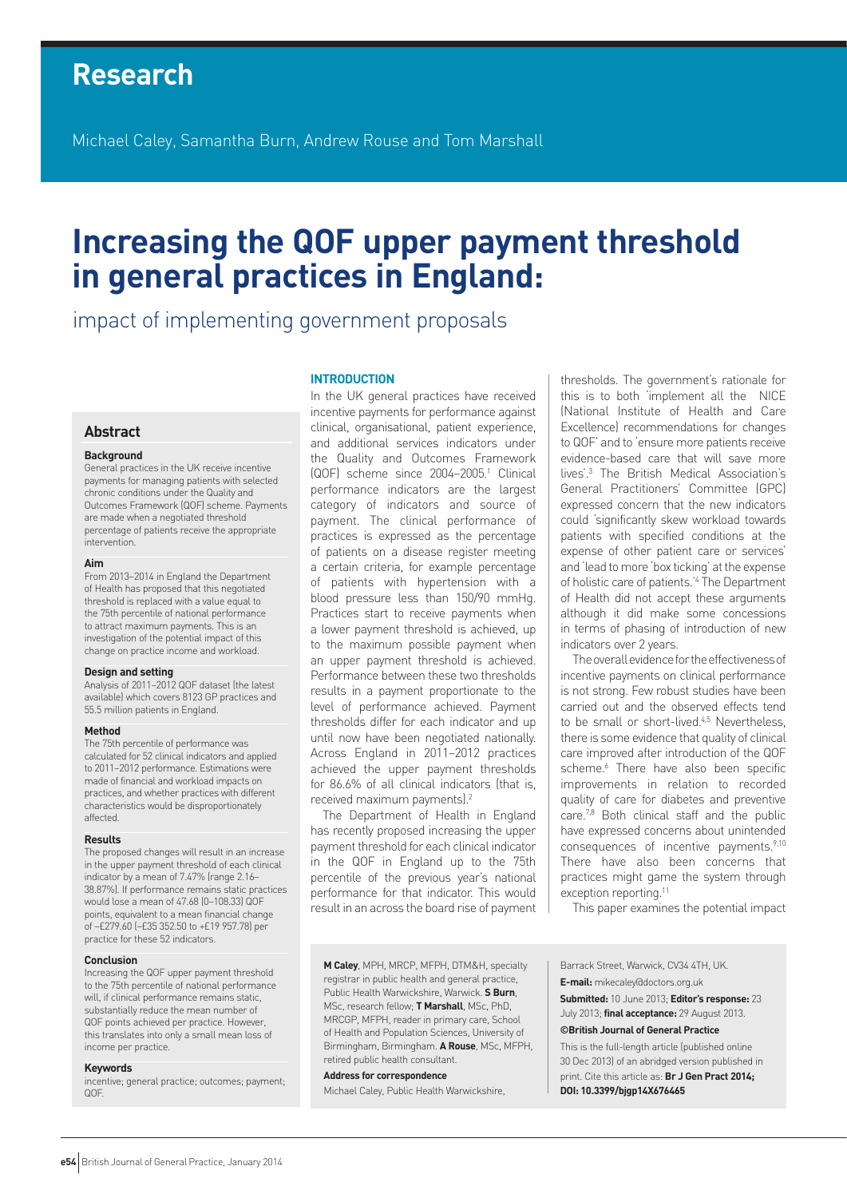# Research

Michael Caley, Samantha Burn, Andrew Rouse and Tom Marshall

# Increasing the QOF upper payment threshold in general practices in England:

## impact of implementing government proposals

## Abstract

### Background

General practices in the UK receive incentive payments for managing patients with selected chronic conditions under the Quality and Outcomes Framework (QOF) scheme. Payments are made when a negotiated threshold percentage of patients receive the appropriate intervention.

### Aim

From 2013–2014 in England the Department of Health has proposed that this negotiated threshold is replaced with a value equal to the 75th percentile of national performance to attract maximum payments. This is an investigation of the potential impact of this change on practice income and workload.

### Design and setting

Analysis of 2011–2012 QOF dataset (the latest available) which covers 8123 GP practices and 55.5 million patients in England.

### Method

The 75th percentile of performance was calculated for 52 clinical indicators and applied to 2011–2012 performance. Estimations were made of financial and workload impacts on practices, and whether practices with different characteristics would be disproportionately affected.

### Results

The proposed changes will result in an increase in the upper payment threshold of each clinical indicator by a mean of 7.47% (range 2.16–38.87%). If performance remains static practices would lose a mean of 47.68 (0–108.33) QOF points, equivalent to a mean financial change of –£279.60 (–£35 352.50 to +£19 957.78) per practice for these 52 indicators.

### Conclusion

Increasing the QOF upper payment threshold to the 75th percentile of national performance will, if clinical performance remains static, substantially reduce the mean number of QOF points achieved per practice. However, this translates into only a small mean loss of income per practice.

### Keywords

incentive; general practice; outcomes; payment; QOF.

## INTRODUCTION

In the UK general practices have received incentive payments for performance against clinical, organisational, patient experience, and additional services indicators under the Quality and Outcomes Framework (QOF) scheme since 2004–2005.[1] Clinical performance indicators are the largest category of indicators and source of payment. The clinical performance of practices is expressed as the percentage of patients on a disease register meeting a certain criteria, for example percentage of patients with hypertension with a blood pressure less than 150/90 mmHg. Practices start to receive payments when a lower payment threshold is achieved, up to the maximum possible payment when an upper payment threshold is achieved. Performance between these two thresholds results in a payment proportionate to the level of performance achieved. Payment thresholds differ for each indicator and up until now have been negotiated nationally. Across England in 2011–2012 practices achieved the upper payment thresholds for 86.6% of all clinical indicators (that is, received maximum payments).[2]

The Department of Health in England has recently proposed increasing the upper payment threshold for each clinical indicator in the QOF in England up to the 75th percentile of the previous year's national performance for that indicator. This would result in an across the board rise of payment thresholds. The government's rationale for this is to both 'implement all the NICE (National Institute of Health and Care Excellence) recommendations for changes to QOF' and to 'ensure more patients receive evidence-based care that will save more lives'.[3] The British Medical Association's General Practitioners' Committee (GPC) expressed concern that the new indicators could 'significantly skew workload towards patients with specified conditions at the expense of other patient care or services' and 'lead to more 'box ticking' at the expense of holistic care of patients.'[4] The Department of Health did not accept these arguments although it did make some concessions in terms of phasing of introduction of new indicators over 2 years.

The overall evidence for the effectiveness of incentive payments on clinical performance is not strong. Few robust studies have been carried out and the observed effects tend to be small or short-lived.[4,5] Nevertheless, there is some evidence that quality of clinical care improved after introduction of the QOF scheme.[6] There have also been specific improvements in relation to recorded quality of care for diabetes and preventive care.[7,8] Both clinical staff and the public have expressed concerns about unintended consequences of incentive payments.[9,10] There have also been concerns that practices might game the system through exception reporting.[11]

This paper examines the potential impact

**M Caley**, MPH, MRCP, MFPH, DTM&H, specialty registrar in public health and general practice, Public Health Warwickshire, Warwick. **S Burn**, MSc, research fellow; **T Marshall**, MSc, PhD, MRCGP, MFPH, reader in primary care, School of Health and Population Sciences, University of Birmingham, Birmingham. **A Rouse**, MSc, MFPH, retired public health consultant.

**Address for correspondence**

Michael Caley, Public Health Warwickshire, Barrack Street, Warwick, CV34 4TH, UK.

**E-mail:** mikecaley@doctors.org.uk

**Submitted:** 10 June 2013; **Editor's response:** 23 July 2013; **final acceptance:** 29 August 2013.

**©British Journal of General Practice**

This is the full-length article (published online 30 Dec 2013) of an abridged version published in print. Cite this article as: **Br J Gen Pract 2014; DOI: 10.3399/bjgp14X676465**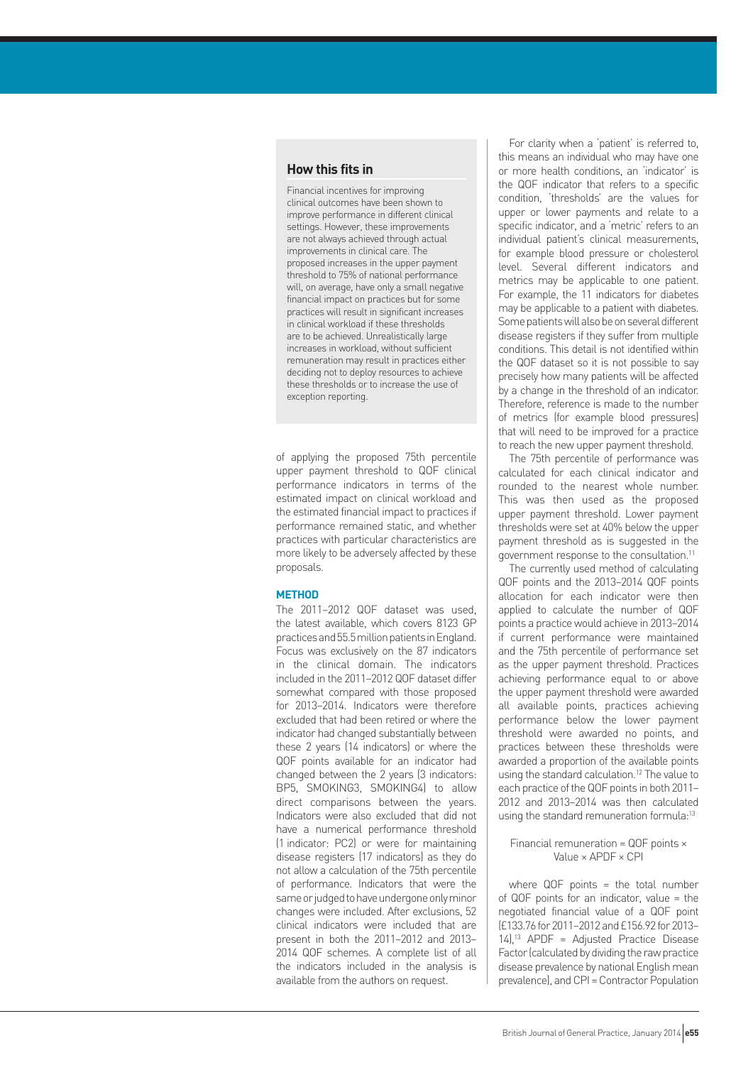## How this fits in

Financial incentives for improving clinical outcomes have been shown to improve performance in different clinical settings. However, these improvements are not always achieved through actual improvements in clinical care. The proposed increases in the upper payment threshold to 75% of national performance will, on average, have only a small negative financial impact on practices but for some practices will result in significant increases in clinical workload if these thresholds are to be achieved. Unrealistically large increases in workload, without sufficient remuneration may result in practices either deciding not to deploy resources to achieve these thresholds or to increase the use of exception reporting.

of applying the proposed 75th percentile upper payment threshold to QOF clinical performance indicators in terms of the estimated impact on clinical workload and the estimated financial impact to practices if performance remained static, and whether practices with particular characteristics are more likely to be adversely affected by these proposals.

### METHOD

The 2011–2012 QOF dataset was used, the latest available, which covers 8123 GP practices and 55.5 million patients in England. Focus was exclusively on the 87 indicators in the clinical domain. The indicators included in the 2011–2012 QOF dataset differ somewhat compared with those proposed for 2013–2014. Indicators were therefore excluded that had been retired or where the indicator had changed substantially between these 2 years (14 indicators) or where the QOF points available for an indicator had changed between the 2 years (3 indicators: BP5, SMOKING3, SMOKING4) to allow direct comparisons between the years. Indicators were also excluded that did not have a numerical performance threshold (1 indicator: PC2) or were for maintaining disease registers (17 indicators) as they do not allow a calculation of the 75th percentile of performance. Indicators that were the same or judged to have undergone only minor changes were included. After exclusions, 52 clinical indicators were included that are present in both the 2011–2012 and 2013–2014 QOF schemes. A complete list of all the indicators included in the analysis is available from the authors on request.

For clarity when a 'patient' is referred to, this means an individual who may have one or more health conditions, an 'indicator' is the QOF indicator that refers to a specific condition, 'thresholds' are the values for upper or lower payments and relate to a specific indicator, and a 'metric' refers to an individual patient's clinical measurements, for example blood pressure or cholesterol level. Several different indicators and metrics may be applicable to one patient. For example, the 11 indicators for diabetes may be applicable to a patient with diabetes. Some patients will also be on several different disease registers if they suffer from multiple conditions. This detail is not identified within the QOF dataset so it is not possible to say precisely how many patients will be affected by a change in the threshold of an indicator. Therefore, reference is made to the number of metrics (for example blood pressures) that will need to be improved for a practice to reach the new upper payment threshold.

The 75th percentile of performance was calculated for each clinical indicator and rounded to the nearest whole number. This was then used as the proposed upper payment threshold. Lower payment thresholds were set at 40% below the upper payment threshold as is suggested in the government response to the consultation.[11]

The currently used method of calculating QOF points and the 2013–2014 QOF points allocation for each indicator were then applied to calculate the number of QOF points a practice would achieve in 2013–2014 if current performance were maintained and the 75th percentile of performance set as the upper payment threshold. Practices achieving performance equal to or above the upper payment threshold were awarded all available points, practices achieving performance below the lower payment threshold were awarded no points, and practices between these thresholds were awarded a proportion of the available points using the standard calculation.[12] The value to each practice of the QOF points in both 2011–2012 and 2013–2014 was then calculated using the standard remuneration formula:[13]

$$\text{Financial remuneration} = \text{QOF points} \times \text{Value} \times \text{APDF} \times \text{CPI}$$

where QOF points = the total number of QOF points for an indicator, value = the negotiated financial value of a QOF point (£133.76 for 2011–2012 and £156.92 for 2013–14),[13] APDF = Adjusted Practice Disease Factor (calculated by dividing the raw practice disease prevalence by national English mean prevalence), and CPI = Contractor Population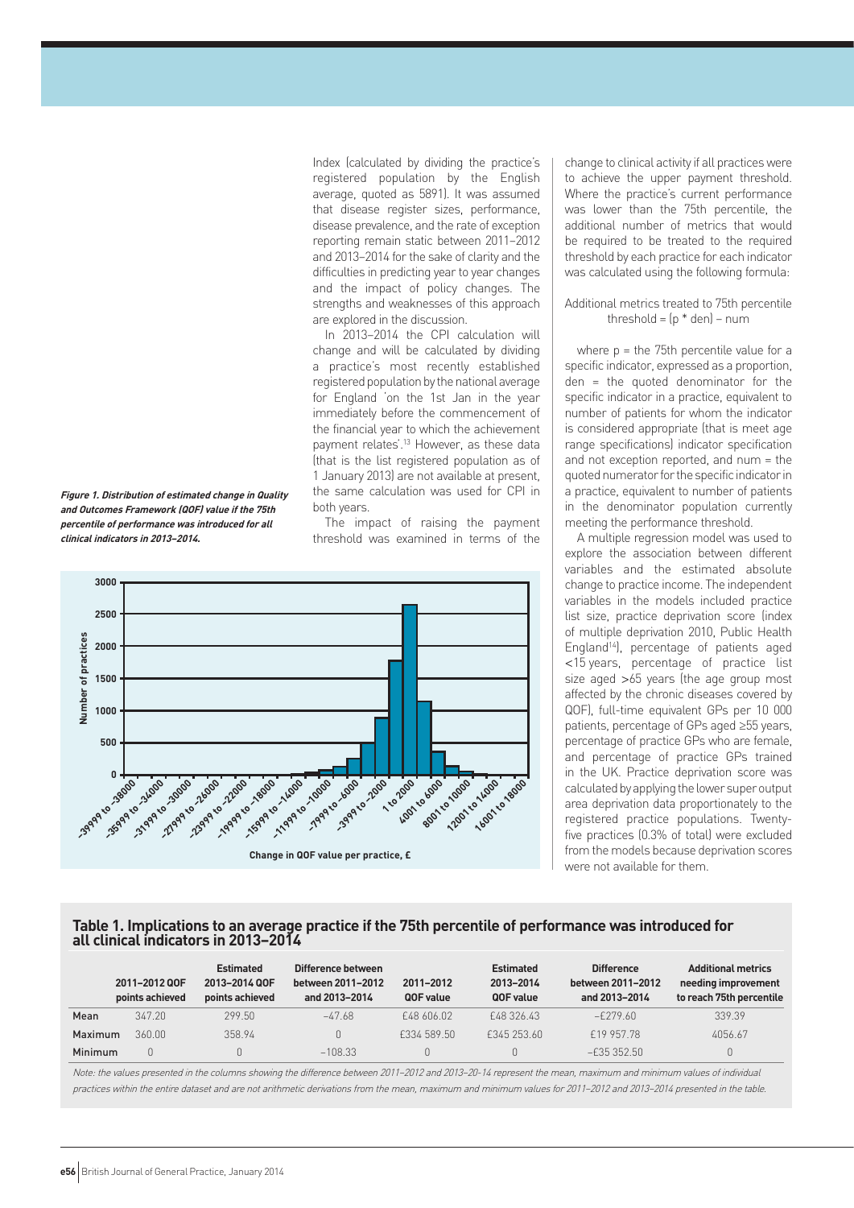Index (calculated by dividing the practice's registered population by the English average, quoted as 5891). It was assumed that disease register sizes, performance, disease prevalence, and the rate of exception reporting remain static between 2011–2012 and 2013–2014 for the sake of clarity and the difficulties in predicting year to year changes and the impact of policy changes. The strengths and weaknesses of this approach are explored in the discussion.

In 2013–2014 the CPI calculation will change and will be calculated by dividing a practice's most recently established registered population by the national average for England 'on the 1st Jan in the year immediately before the commencement of the financial year to which the achievement payment relates'.[13] However, as these data (that is the list registered population as of 1 January 2013) are not available at present, the same calculation was used for CPI in both years.

The impact of raising the payment threshold was examined in terms of the change to clinical activity if all practices were to achieve the upper payment threshold. Where the practice's current performance was lower than the 75th percentile, the additional number of metrics that would be required to be treated to the required threshold by each practice for each indicator was calculated using the following formula:

$$\text{Additional metrics treated to 75th percentile threshold} = (p * \text{den}) - \text{num}$$

where p = the 75th percentile value for a specific indicator, expressed as a proportion, den = the quoted denominator for the specific indicator in a practice, equivalent to number of patients for whom the indicator is considered appropriate (that is meet age range specifications) indicator specification and not exception reported, and num = the quoted numerator for the specific indicator in a practice, equivalent to number of patients in the denominator population currently meeting the performance threshold.

A multiple regression model was used to explore the association between different variables and the estimated absolute change to practice income. The independent variables in the models included practice list size, practice deprivation score (index of multiple deprivation 2010, Public Health England[14]), percentage of patients aged <15 years, percentage of practice list size aged >65 years (the age group most affected by the chronic diseases covered by QOF), full-time equivalent GPs per 10 000 patients, percentage of GPs aged ≥55 years, percentage of practice GPs who are female, and percentage of practice GPs trained in the UK. Practice deprivation score was calculated by applying the lower super output area deprivation data proportionately to the registered practice populations. Twenty-five practices (0.3% of total) were excluded from the models because deprivation scores were not available for them.

***Figure 1. Distribution of estimated change in Quality and Outcomes Framework (QOF) value if the 75th percentile of performance was introduced for all clinical indicators in 2013–2014.***

**Table 1. Implications to an average practice if the 75th percentile of performance was introduced for all clinical indicators in 2013–2014**

| | 2011–2012 QOF points achieved | Estimated 2013–2014 QOF points achieved | Difference between between 2011–2012 and 2013–2014 | 2011–2012 QOF value | Estimated 2013–2014 QOF value | Difference between 2011–2012 and 2013–2014 | Additional metrics needing improvement to reach 75th percentile |
|---|---|---|---|---|---|---|---|
| Mean | 347.20 | 299.50 | −47.68 | £48 606.02 | £48 326.43 | −£279.60 | 339.39 |
| Maximum | 360.00 | 358.94 | 0 | £334 589.50 | £345 253.60 | £19 957.78 | 4056.67 |
| Minimum | 0 | 0 | −108.33 | 0 | 0 | −£35 352.50 | 0 |

*Note: the values presented in the columns showing the difference between 2011–2012 and 2013–20-14 represent the mean, maximum and minimum values of individual practices within the entire dataset and are not arithmetic derivations from the mean, maximum and minimum values for 2011–2012 and 2013–2014 presented in the table.*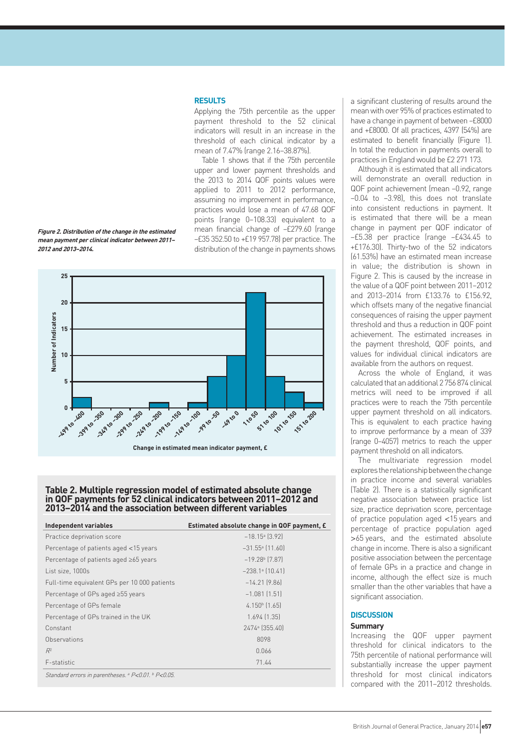## RESULTS

Applying the 75th percentile as the upper payment threshold to the 52 clinical indicators will result in an increase in the threshold of each clinical indicator by a mean of 7.47% (range 2.16–38.87%).

Table 1 shows that if the 75th percentile upper and lower payment thresholds and the 2013 to 2014 QOF points values were applied to 2011 to 2012 performance, assuming no improvement in performance, practices would lose a mean of 47.68 QOF points (range 0–108.33) equivalent to a mean financial change of −£279.60 (range −£35 352.50 to +£19 957.78) per practice. The distribution of the change in payments shows a significant clustering of results around the mean with over 95% of practices estimated to have a change in payment of between −£8000 and +£8000. Of all practices, 4397 (54%) are estimated to benefit financially (Figure 1). In total the reduction in payments overall to practices in England would be £2 271 173.

Although it is estimated that all indicators will demonstrate an overall reduction in QOF point achievement (mean −0.92, range −0.04 to −3.98), this does not translate into consistent reductions in payment. It is estimated that there will be a mean change in payment per QOF indicator of −£5.38 per practice (range −£434.45 to +£176.30). Thirty-two of the 52 indicators (61.53%) have an estimated mean increase in value; the distribution is shown in Figure 2. This is caused by the increase in the value of a QOF point between 2011–2012 and 2013–2014 from £133.76 to £156.92, which offsets many of the negative financial consequences of raising the upper payment threshold and thus a reduction in QOF point achievement. The estimated increases in the payment threshold, QOF points, and values for individual clinical indicators are available from the authors on request.

Across the whole of England, it was calculated that an additional 2 756 874 clinical metrics will need to be improved if all practices were to reach the 75th percentile upper payment threshold on all indicators. This is equivalent to each practice having to improve performance by a mean of 339 (range 0–4057) metrics to reach the upper payment threshold on all indicators.

The multivariate regression model explores the relationship between the change in practice income and several variables (Table 2). There is a statistically significant negative association between practice list size, practice deprivation score, percentage of practice population aged <15 years and percentage of practice population aged >65 years, and the estimated absolute change in income. There is also a significant positive association between the percentage of female GPs in a practice and change in income, although the effect size is much smaller than the other variables that have a significant association.

***Figure 2. Distribution of the change in the estimated mean payment per clinical indicator between 2011–2012 and 2013–2014.***

**Table 2. Multiple regression model of estimated absolute change in QOF payments for 52 clinical indicators between 2011–2012 and 2013–2014 and the association between different variables**

| Independent variables | Estimated absolute change in QOF payment, £ |
|---|---|
| Practice deprivation score | −18.15[a] (3.92) |
| Percentage of patients aged <15 years | −31.55[a] (11.60) |
| Percentage of patients aged ≥65 years | −19.28[b] (7.87) |
| List size, 1000s | −238.1[a] (10.41) |
| Full-time equivalent GPs per 10 000 patients | −14.21 (9.86) |
| Percentage of GPs aged ≥55 years | −1.081 (1.51) |
| Percentage of GPs female | 4.150[b] (1.65) |
| Percentage of GPs trained in the UK | 1.694 (1.35) |
| Constant | 2474[a] (355.40) |
| Observations | 8098 |
| $R^2$ | 0.066 |
| F-statistic | 71.44 |

*Standard errors in parentheses. [a] P<0.01. [b] P<0.05.*

## DISCUSSION

### Summary

Increasing the QOF upper payment threshold for clinical indicators to the 75th percentile of national performance will substantially increase the upper payment threshold for most clinical indicators compared with the 2011–2012 thresholds.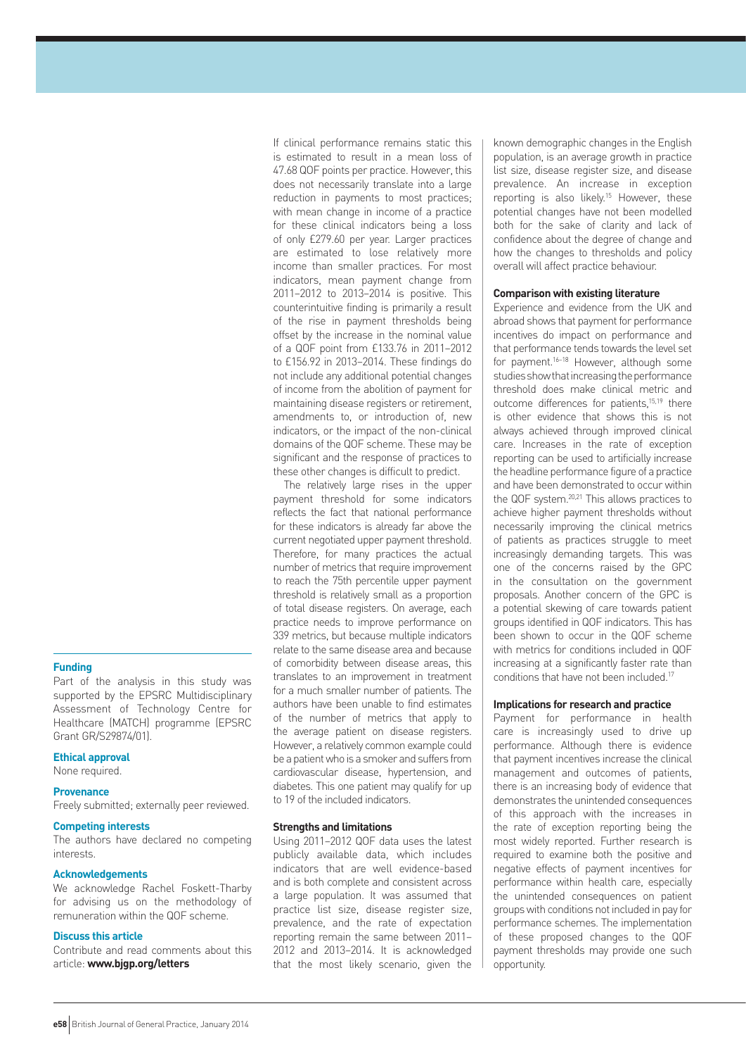If clinical performance remains static this is estimated to result in a mean loss of 47.68 QOF points per practice. However, this does not necessarily translate into a large reduction in payments to most practices; with mean change in income of a practice for these clinical indicators being a loss of only £279.60 per year. Larger practices are estimated to lose relatively more income than smaller practices. For most indicators, mean payment change from 2011–2012 to 2013–2014 is positive. This counterintuitive finding is primarily a result of the rise in payment thresholds being offset by the increase in the nominal value of a QOF point from £133.76 in 2011–2012 to £156.92 in 2013–2014. These findings do not include any additional potential changes of income from the abolition of payment for maintaining disease registers or retirement, amendments to, or introduction of, new indicators, or the impact of the non-clinical domains of the QOF scheme. These may be significant and the response of practices to these other changes is difficult to predict.

The relatively large rises in the upper payment threshold for some indicators reflects the fact that national performance for these indicators is already far above the current negotiated upper payment threshold. Therefore, for many practices the actual number of metrics that require improvement to reach the 75th percentile upper payment threshold is relatively small as a proportion of total disease registers. On average, each practice needs to improve performance on 339 metrics, but because multiple indicators relate to the same disease area and because of comorbidity between disease areas, this translates to an improvement in treatment for a much smaller number of patients. The authors have been unable to find estimates of the number of metrics that apply to the average patient on disease registers. However, a relatively common example could be a patient who is a smoker and suffers from cardiovascular disease, hypertension, and diabetes. This one patient may qualify for up to 19 of the included indicators.

### Strengths and limitations

Using 2011–2012 QOF data uses the latest publicly available data, which includes indicators that are well evidence-based and is both complete and consistent across a large population. It was assumed that practice list size, disease register size, prevalence, and the rate of expectation reporting remain the same between 2011–2012 and 2013–2014. It is acknowledged that the most likely scenario, given the known demographic changes in the English population, is an average growth in practice list size, disease register size, and disease prevalence. An increase in exception reporting is also likely.[15] However, these potential changes have not been modelled both for the sake of clarity and lack of confidence about the degree of change and how the changes to thresholds and policy overall will affect practice behaviour.

### Comparison with existing literature

Experience and evidence from the UK and abroad shows that payment for performance incentives do impact on performance and that performance tends towards the level set for payment.[16–18] However, although some studies show that increasing the performance threshold does make clinical metric and outcome differences for patients,[15,19] there is other evidence that shows this is not always achieved through improved clinical care. Increases in the rate of exception reporting can be used to artificially increase the headline performance figure of a practice and have been demonstrated to occur within the QOF system.[20,21] This allows practices to achieve higher payment thresholds without necessarily improving the clinical metrics of patients as practices struggle to meet increasingly demanding targets. This was one of the concerns raised by the GPC in the consultation on the government proposals. Another concern of the GPC is a potential skewing of care towards patient groups identified in QOF indicators. This has been shown to occur in the QOF scheme with metrics for conditions included in QOF increasing at a significantly faster rate than conditions that have not been included.[17]

### Implications for research and practice

Payment for performance in health care is increasingly used to drive up performance. Although there is evidence that payment incentives increase the clinical management and outcomes of patients, there is an increasing body of evidence that demonstrates the unintended consequences of this approach with the increases in the rate of exception reporting being the most widely reported. Further research is required to examine both the positive and negative effects of payment incentives for performance within health care, especially the unintended consequences on patient groups with conditions not included in pay for performance schemes. The implementation of these proposed changes to the QOF payment thresholds may provide one such opportunity.

#### Funding

Part of the analysis in this study was supported by the EPSRC Multidisciplinary Assessment of Technology Centre for Healthcare (MATCH) programme (EPSRC Grant GR/S29874/01).

#### Ethical approval

None required.

#### Provenance

Freely submitted; externally peer reviewed.

#### Competing interests

The authors have declared no competing interests.

#### Acknowledgements

We acknowledge Rachel Foskett-Tharby for advising us on the methodology of remuneration within the QOF scheme.

#### Discuss this article

Contribute and read comments about this article: **www.bjgp.org/letters**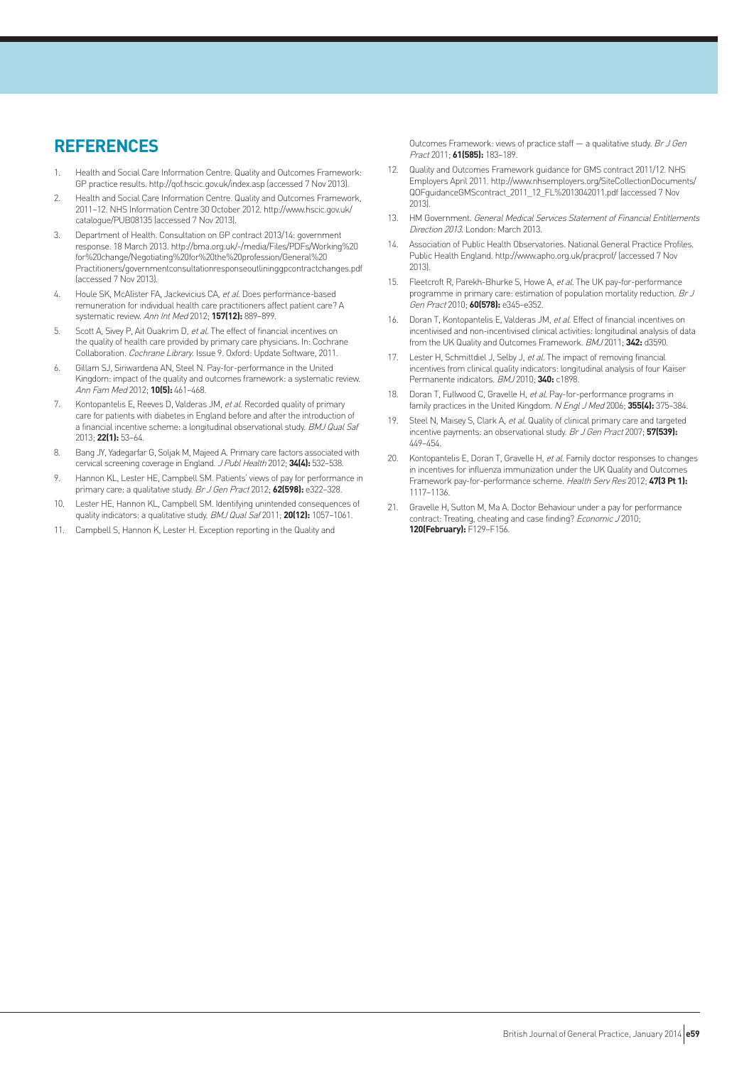## REFERENCES

1. Health and Social Care Information Centre. Quality and Outcomes Framework: GP practice results. http://qof.hscic.gov.uk/index.asp (accessed 7 Nov 2013).
2. Health and Social Care Information Centre. Quality and Outcomes Framework, 2011–12. NHS Information Centre 30 October 2012. http://www.hscic.gov.uk/catalogue/PUB08135 (accessed 7 Nov 2013).
3. Department of Health. Consultation on GP contract 2013/14: government response. 18 March 2013. http://bma.org.uk/-/media/Files/PDFs/Working%20for%20change/Negotiating%20for%20the%20profession/General%20Practitioners/governmentconsultationresponseoutlininggpcontractchanges.pdf (accessed 7 Nov 2013).
4. Houle SK, McAlister FA, Jackevicius CA, *et al*. Does performance-based remuneration for individual health care practitioners affect patient care? A systematic review. *Ann Int Med* 2012; **157(12):** 889–899.
5. Scott A, Sivey P, Ait Ouakrim D, *et al*. The effect of financial incentives on the quality of health care provided by primary care physicians. In: Cochrane Collaboration. *Cochrane Library*. Issue 9. Oxford: Update Software, 2011.
6. Gillam SJ, Siriwardena AN, Steel N. Pay-for-performance in the United Kingdom: impact of the quality and outcomes framework: a systematic review. *Ann Fam Med* 2012; **10(5):** 461–468.
7. Kontopantelis E, Reeves D, Valderas JM, *et al*. Recorded quality of primary care for patients with diabetes in England before and after the introduction of a financial incentive scheme: a longitudinal observational study. *BMJ Qual Saf* 2013; **22(1):** 53–64.
8. Bang JY, Yadegarfar G, Soljak M, Majeed A. Primary care factors associated with cervical screening coverage in England. *J Publ Health* 2012; **34(4):** 532–538.
9. Hannon KL, Lester HE, Campbell SM. Patients' views of pay for performance in primary care: a qualitative study. *Br J Gen Pract* 2012; **62(598):** e322–328.
10. Lester HE, Hannon KL, Campbell SM. Identifying unintended consequences of quality indicators: a qualitative study. *BMJ Qual Saf* 2011; **20(12):** 1057–1061.
11. Campbell S, Hannon K, Lester H. Exception reporting in the Quality and Outcomes Framework: views of practice staff — a qualitative study. *Br J Gen Pract* 2011; **61(585):** 183–189.
12. Quality and Outcomes Framework guidance for GMS contract 2011/12. NHS Employers April 2011. http://www.nhsemployers.org/SiteCollectionDocuments/QOFguidanceGMScontract_2011_12_FL%2013042011.pdf (accessed 7 Nov 2013).
13. HM Government. *General Medical Services Statement of Financial Entitlements Direction 2013*. London: March 2013.
14. Association of Public Health Observatories. National General Practice Profiles. Public Health England. http://www.apho.org.uk/pracprof/ (accessed 7 Nov 2013).
15. Fleetcroft R, Parekh-Bhurke S, Howe A, *et al*. The UK pay-for-performance programme in primary care: estimation of population mortality reduction. *Br J Gen Pract* 2010; **60(578):** e345–e352.
16. Doran T, Kontopantelis E, Valderas JM, *et al*. Effect of financial incentives on incentivised and non-incentivised clinical activities: longitudinal analysis of data from the UK Quality and Outcomes Framework. *BMJ* 2011; **342:** d3590.
17. Lester H, Schmittdiel J, Selby J, *et al*. The impact of removing financial incentives from clinical quality indicators: longitudinal analysis of four Kaiser Permanente indicators. *BMJ* 2010; **340:** c1898.
18. Doran T, Fullwood C, Gravelle H, *et al*. Pay-for-performance programs in family practices in the United Kingdom. *N Engl J Med* 2006; **355(4):** 375–384.
19. Steel N, Maisey S, Clark A, *et al*. Quality of clinical primary care and targeted incentive payments: an observational study. *Br J Gen Pract* 2007; **57(539):** 449–454.
20. Kontopantelis E, Doran T, Gravelle H, *et al*. Family doctor responses to changes in incentives for influenza immunization under the UK Quality and Outcomes Framework pay-for-performance scheme. *Health Serv Res* 2012; **47(3 Pt 1):** 1117–1136.
21. Gravelle H, Sutton M, Ma A. Doctor Behaviour under a pay for performance contract: Treating, cheating and case finding? *Economic J* 2010; **120(February):** F129–F156.